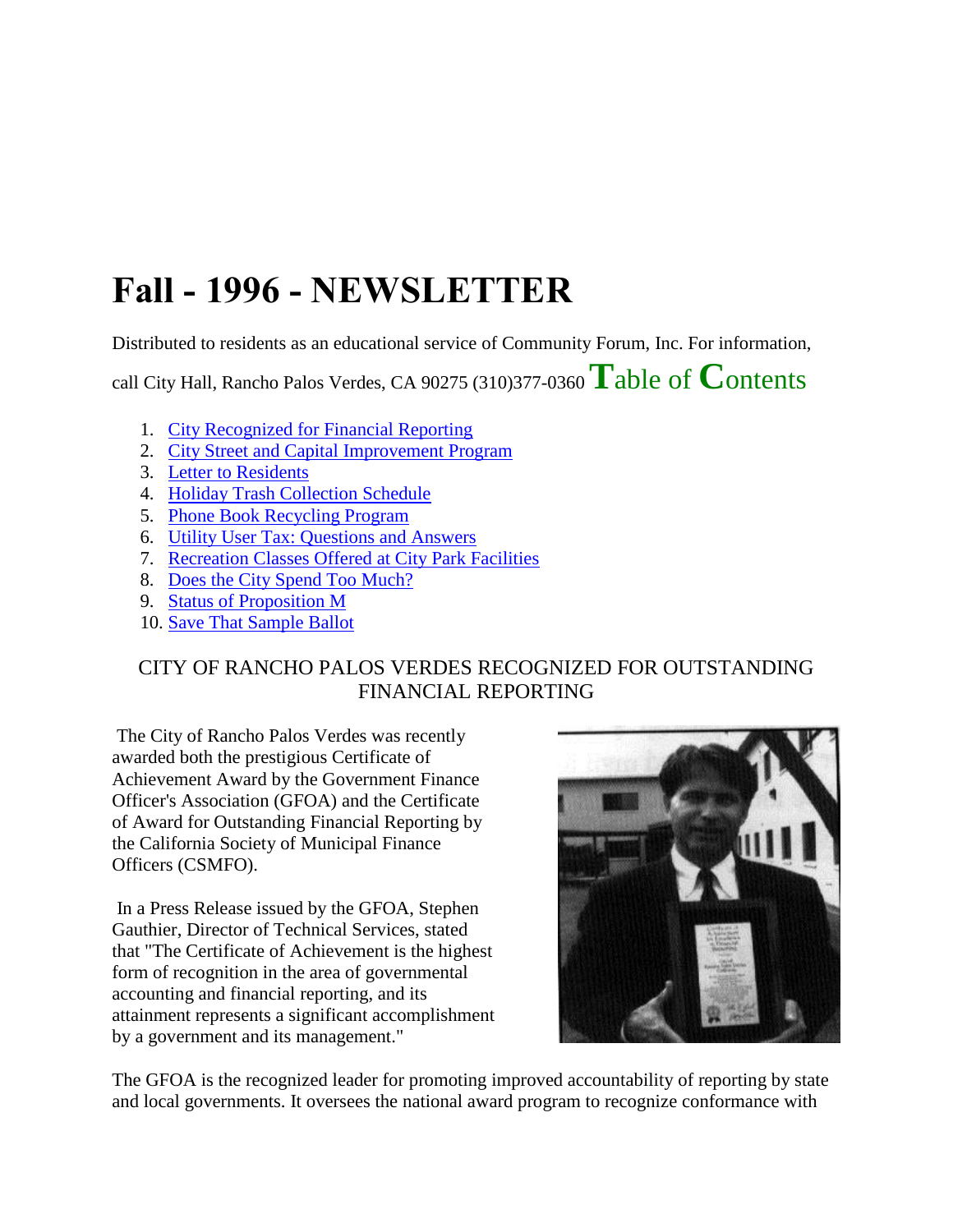# Fall - 1996 - NEWSLETTER

Distributed to residents as an educational service of Community Forum, Inc. For information, call City Hall, Rancho Palos Verdes, CA 90275 (310)377-0360

## Table of Contents

1. City Recognized for Financial Reporting
2. City Street and Capital Improvement Program
3. Letter to Residents
4. Holiday Trash Collection Schedule
5. Phone Book Recycling Program
6. Utility User Tax: Questions and Answers
7. Recreation Classes Offered at City Park Facilities
8. Does the City Spend Too Much?
9. Status of Proposition M
10. Save That Sample Ballot

### CITY OF RANCHO PALOS VERDES RECOGNIZED FOR OUTSTANDING FINANCIAL REPORTING

The City of Rancho Palos Verdes was recently awarded both the prestigious Certificate of Achievement Award by the Government Finance Officer's Association (GFOA) and the Certificate of Award for Outstanding Financial Reporting by the California Society of Municipal Finance Officers (CSMFO).

In a Press Release issued by the GFOA, Stephen Gauthier, Director of Technical Services, stated that "The Certificate of Achievement is the highest form of recognition in the area of governmental accounting and financial reporting, and its attainment represents a significant accomplishment by a government and its management."

The GFOA is the recognized leader for promoting improved accountability of reporting by state and local governments. It oversees the national award program to recognize conformance with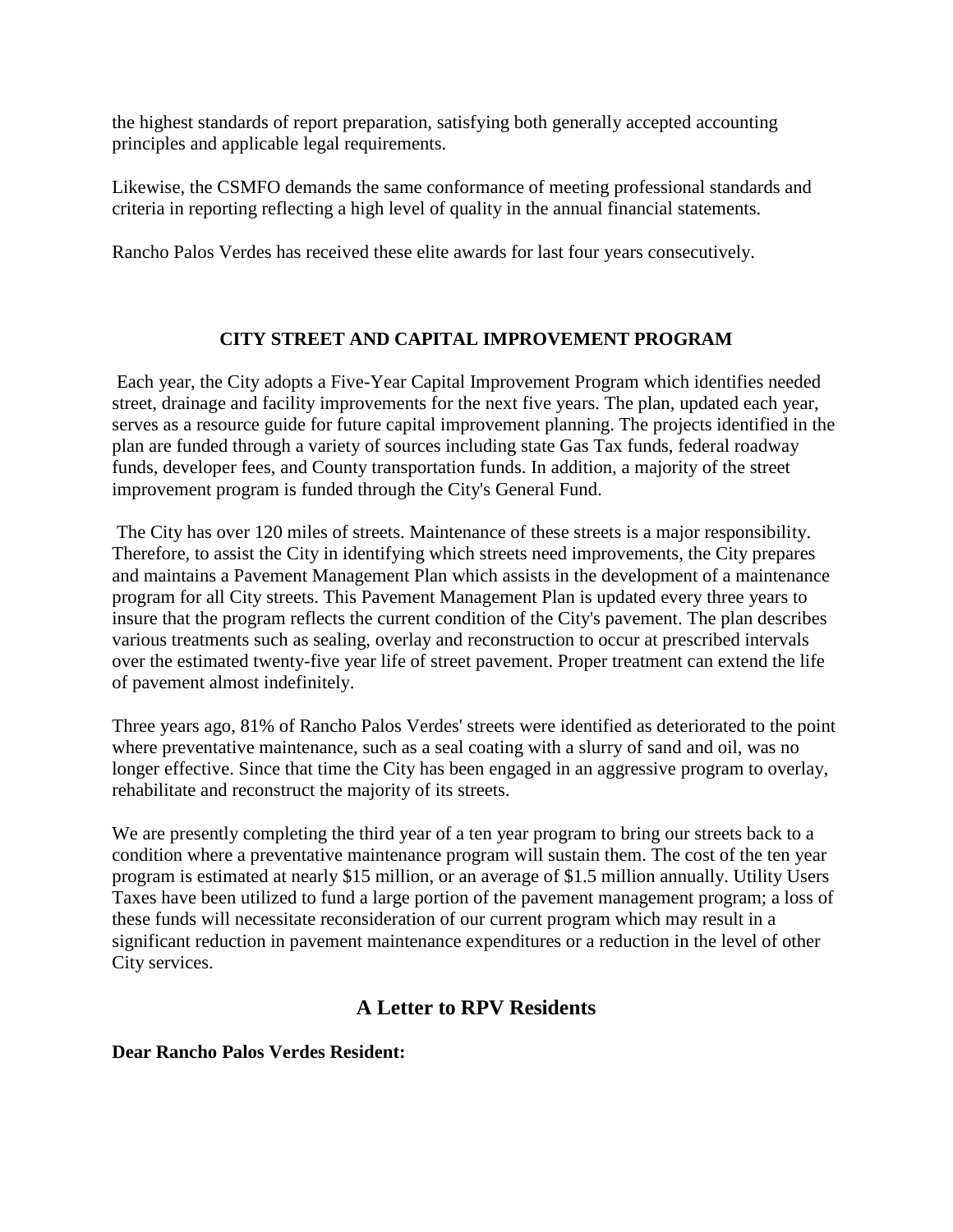the highest standards of report preparation, satisfying both generally accepted accounting principles and applicable legal requirements.

Likewise, the CSMFO demands the same conformance of meeting professional standards and criteria in reporting reflecting a high level of quality in the annual financial statements.

Rancho Palos Verdes has received these elite awards for last four years consecutively.

### CITY STREET AND CAPITAL IMPROVEMENT PROGRAM

Each year, the City adopts a Five-Year Capital Improvement Program which identifies needed street, drainage and facility improvements for the next five years. The plan, updated each year, serves as a resource guide for future capital improvement planning. The projects identified in the plan are funded through a variety of sources including state Gas Tax funds, federal roadway funds, developer fees, and County transportation funds. In addition, a majority of the street improvement program is funded through the City's General Fund.

The City has over 120 miles of streets. Maintenance of these streets is a major responsibility. Therefore, to assist the City in identifying which streets need improvements, the City prepares and maintains a Pavement Management Plan which assists in the development of a maintenance program for all City streets. This Pavement Management Plan is updated every three years to insure that the program reflects the current condition of the City's pavement. The plan describes various treatments such as sealing, overlay and reconstruction to occur at prescribed intervals over the estimated twenty-five year life of street pavement. Proper treatment can extend the life of pavement almost indefinitely.

Three years ago, 81% of Rancho Palos Verdes' streets were identified as deteriorated to the point where preventative maintenance, such as a seal coating with a slurry of sand and oil, was no longer effective. Since that time the City has been engaged in an aggressive program to overlay, rehabilitate and reconstruct the majority of its streets.

We are presently completing the third year of a ten year program to bring our streets back to a condition where a preventative maintenance program will sustain them. The cost of the ten year program is estimated at nearly $15 million, or an average of $1.5 million annually. Utility Users Taxes have been utilized to fund a large portion of the pavement management program; a loss of these funds will necessitate reconsideration of our current program which may result in a significant reduction in pavement maintenance expenditures or a reduction in the level of other City services.

## A Letter to RPV Residents

**Dear Rancho Palos Verdes Resident:**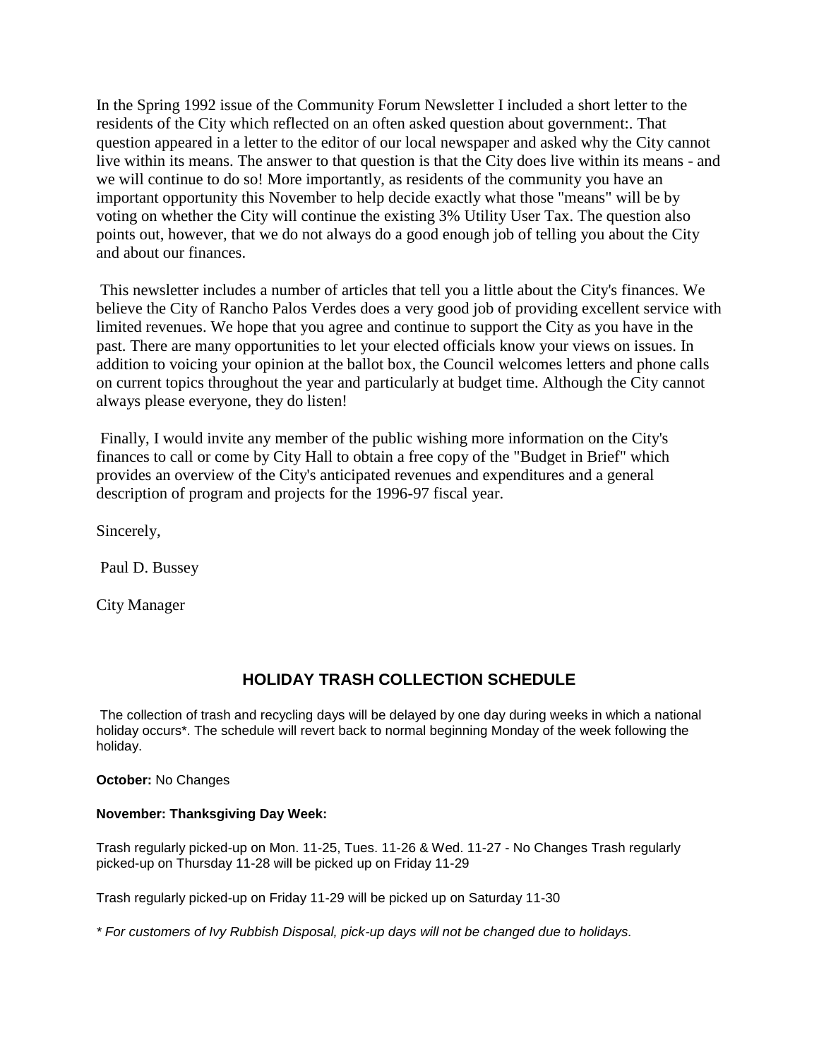In the Spring 1992 issue of the Community Forum Newsletter I included a short letter to the residents of the City which reflected on an often asked question about government:. That question appeared in a letter to the editor of our local newspaper and asked why the City cannot live within its means. The answer to that question is that the City does live within its means - and we will continue to do so! More importantly, as residents of the community you have an important opportunity this November to help decide exactly what those "means" will be by voting on whether the City will continue the existing 3% Utility User Tax. The question also points out, however, that we do not always do a good enough job of telling you about the City and about our finances.

This newsletter includes a number of articles that tell you a little about the City's finances. We believe the City of Rancho Palos Verdes does a very good job of providing excellent service with limited revenues. We hope that you agree and continue to support the City as you have in the past. There are many opportunities to let your elected officials know your views on issues. In addition to voicing your opinion at the ballot box, the Council welcomes letters and phone calls on current topics throughout the year and particularly at budget time. Although the City cannot always please everyone, they do listen!

Finally, I would invite any member of the public wishing more information on the City's finances to call or come by City Hall to obtain a free copy of the "Budget in Brief" which provides an overview of the City's anticipated revenues and expenditures and a general description of program and projects for the 1996-97 fiscal year.

Sincerely,

Paul D. Bussey

City Manager

## HOLIDAY TRASH COLLECTION SCHEDULE

The collection of trash and recycling days will be delayed by one day during weeks in which a national holiday occurs*. The schedule will revert back to normal beginning Monday of the week following the holiday.

**October:** No Changes

**November: Thanksgiving Day Week:**

Trash regularly picked-up on Mon. 11-25, Tues. 11-26 & Wed. 11-27 - No Changes Trash regularly picked-up on Thursday 11-28 will be picked up on Friday 11-29

Trash regularly picked-up on Friday 11-29 will be picked up on Saturday 11-30

*\* For customers of Ivy Rubbish Disposal, pick-up days will not be changed due to holidays.*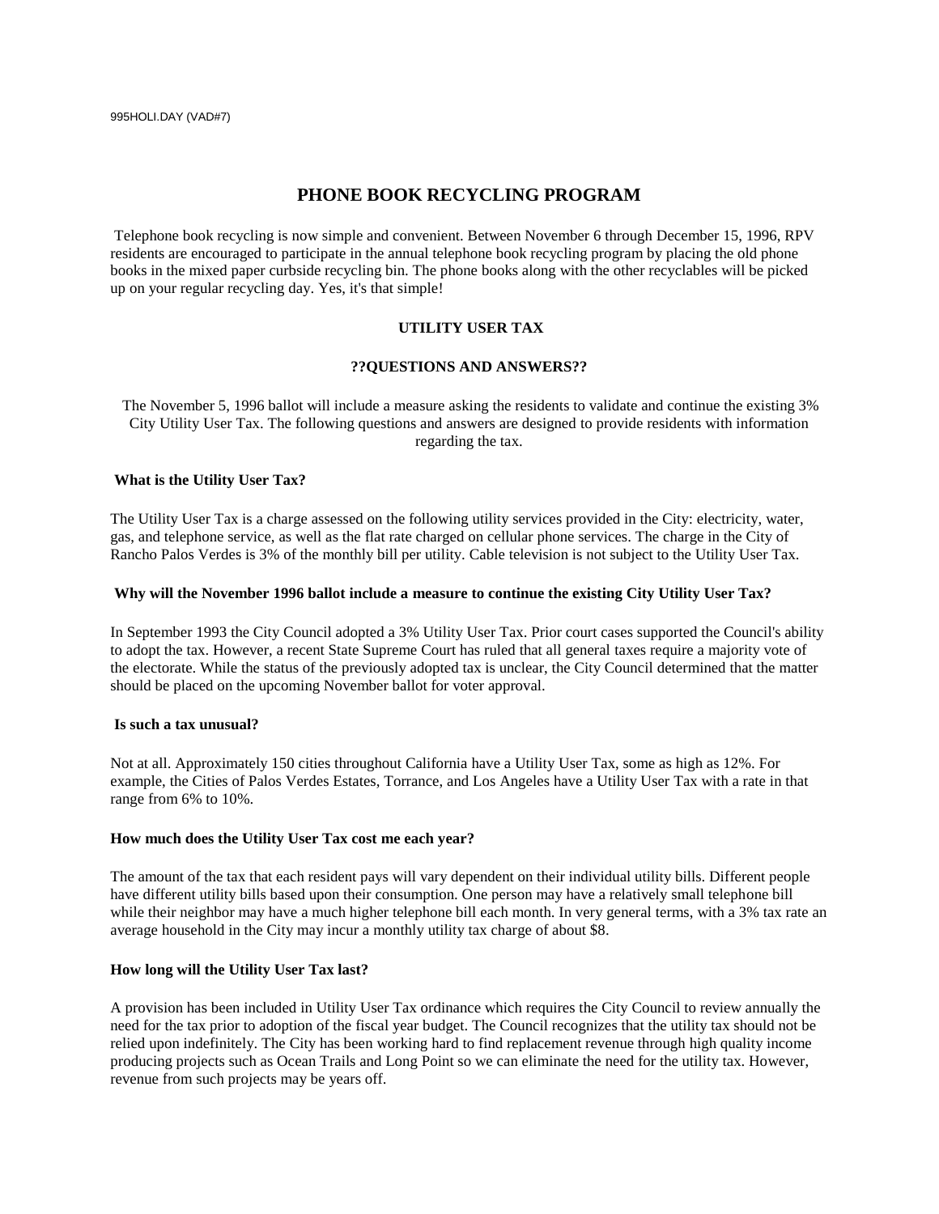995HOLI.DAY (VAD#7)

## PHONE BOOK RECYCLING PROGRAM

Telephone book recycling is now simple and convenient. Between November 6 through December 15, 1996, RPV residents are encouraged to participate in the annual telephone book recycling program by placing the old phone books in the mixed paper curbside recycling bin. The phone books along with the other recyclables will be picked up on your regular recycling day. Yes, it's that simple!

### UTILITY USER TAX

### ??QUESTIONS AND ANSWERS??

The November 5, 1996 ballot will include a measure asking the residents to validate and continue the existing 3% City Utility User Tax. The following questions and answers are designed to provide residents with information regarding the tax.

**What is the Utility User Tax?**

The Utility User Tax is a charge assessed on the following utility services provided in the City: electricity, water, gas, and telephone service, as well as the flat rate charged on cellular phone services. The charge in the City of Rancho Palos Verdes is 3% of the monthly bill per utility. Cable television is not subject to the Utility User Tax.

**Why will the November 1996 ballot include a measure to continue the existing City Utility User Tax?**

In September 1993 the City Council adopted a 3% Utility User Tax. Prior court cases supported the Council's ability to adopt the tax. However, a recent State Supreme Court has ruled that all general taxes require a majority vote of the electorate. While the status of the previously adopted tax is unclear, the City Council determined that the matter should be placed on the upcoming November ballot for voter approval.

**Is such a tax unusual?**

Not at all. Approximately 150 cities throughout California have a Utility User Tax, some as high as 12%. For example, the Cities of Palos Verdes Estates, Torrance, and Los Angeles have a Utility User Tax with a rate in that range from 6% to 10%.

**How much does the Utility User Tax cost me each year?**

The amount of the tax that each resident pays will vary dependent on their individual utility bills. Different people have different utility bills based upon their consumption. One person may have a relatively small telephone bill while their neighbor may have a much higher telephone bill each month. In very general terms, with a 3% tax rate an average household in the City may incur a monthly utility tax charge of about $8.

**How long will the Utility User Tax last?**

A provision has been included in Utility User Tax ordinance which requires the City Council to review annually the need for the tax prior to adoption of the fiscal year budget. The Council recognizes that the utility tax should not be relied upon indefinitely. The City has been working hard to find replacement revenue through high quality income producing projects such as Ocean Trails and Long Point so we can eliminate the need for the utility tax. However, revenue from such projects may be years off.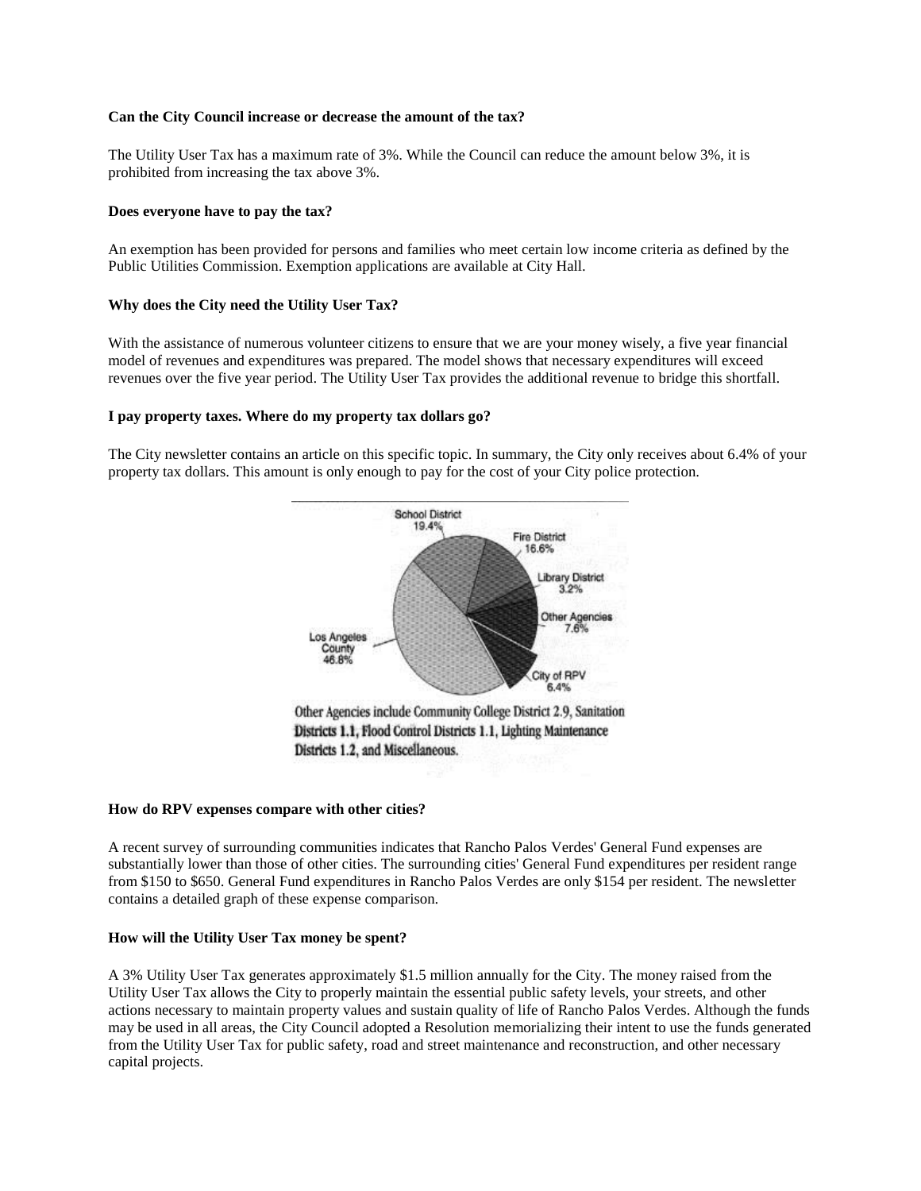**Can the City Council increase or decrease the amount of the tax?**

The Utility User Tax has a maximum rate of 3%. While the Council can reduce the amount below 3%, it is prohibited from increasing the tax above 3%.

**Does everyone have to pay the tax?**

An exemption has been provided for persons and families who meet certain low income criteria as defined by the Public Utilities Commission. Exemption applications are available at City Hall.

**Why does the City need the Utility User Tax?**

With the assistance of numerous volunteer citizens to ensure that we are your money wisely, a five year financial model of revenues and expenditures was prepared. The model shows that necessary expenditures will exceed revenues over the five year period. The Utility User Tax provides the additional revenue to bridge this shortfall.

**I pay property taxes. Where do my property tax dollars go?**

The City newsletter contains an article on this specific topic. In summary, the City only receives about 6.4% of your property tax dollars. This amount is only enough to pay for the cost of your City police protection.

School District 19.4%

Fire District 16.6%

Library District 3.2%

Other Agencies 7.6%

City of RPV 6.4%

Los Angeles County 46.8%

Other Agencies include Community College District 2.9, Sanitation Districts 1.1, Flood Control Districts 1.1, Lighting Maintenance Districts 1.2, and Miscellaneous.

**How do RPV expenses compare with other cities?**

A recent survey of surrounding communities indicates that Rancho Palos Verdes' General Fund expenses are substantially lower than those of other cities. The surrounding cities' General Fund expenditures per resident range from \$150 to \$650. General Fund expenditures in Rancho Palos Verdes are only \$154 per resident. The newsletter contains a detailed graph of these expense comparison.

**How will the Utility User Tax money be spent?**

A 3% Utility User Tax generates approximately \$1.5 million annually for the City. The money raised from the Utility User Tax allows the City to properly maintain the essential public safety levels, your streets, and other actions necessary to maintain property values and sustain quality of life of Rancho Palos Verdes. Although the funds may be used in all areas, the City Council adopted a Resolution memorializing their intent to use the funds generated from the Utility User Tax for public safety, road and street maintenance and reconstruction, and other necessary capital projects.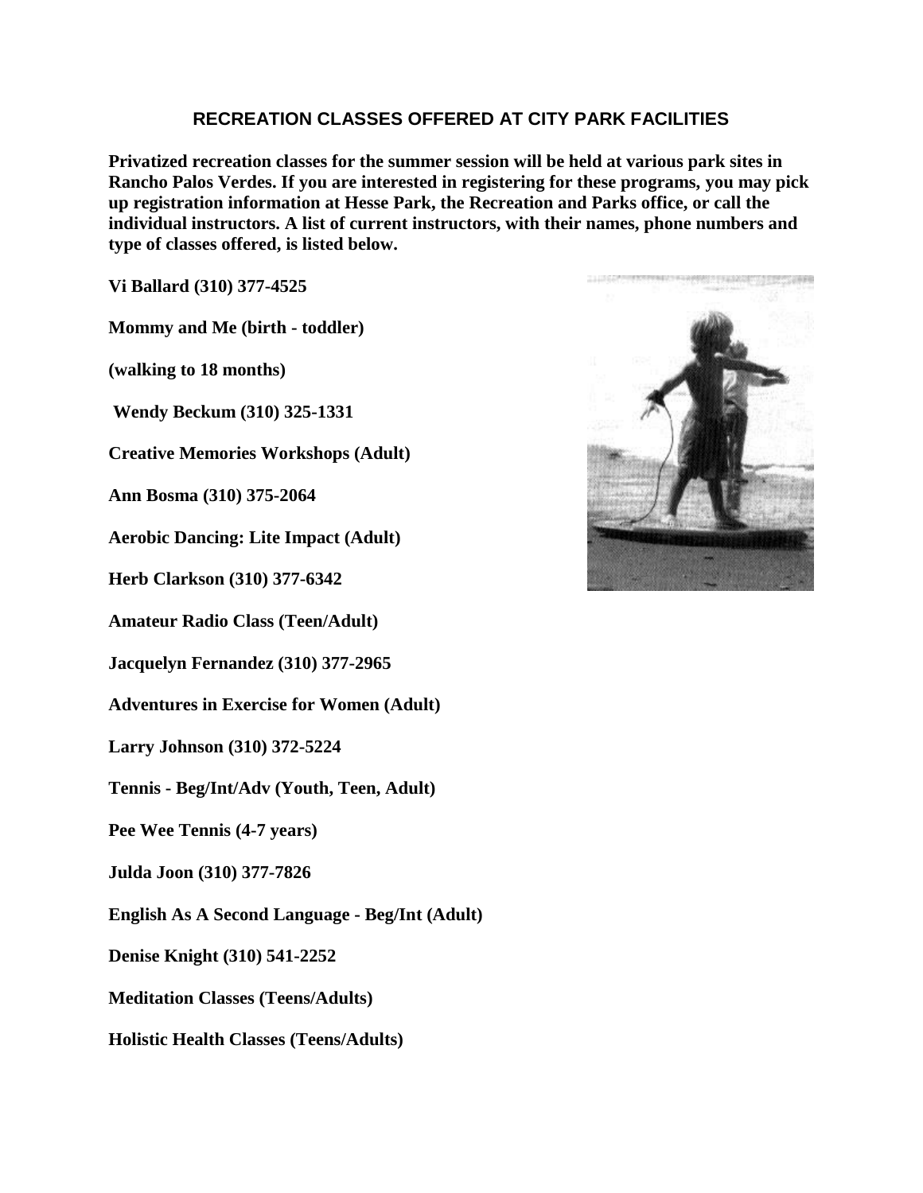## RECREATION CLASSES OFFERED AT CITY PARK FACILITIES

**Privatized recreation classes for the summer session will be held at various park sites in Rancho Palos Verdes. If you are interested in registering for these programs, you may pick up registration information at Hesse Park, the Recreation and Parks office, or call the individual instructors. A list of current instructors, with their names, phone numbers and type of classes offered, is listed below.**

**Vi Ballard (310) 377-4525**

**Mommy and Me (birth - toddler)**

**(walking to 18 months)**

**Wendy Beckum (310) 325-1331**

**Creative Memories Workshops (Adult)**

**Ann Bosma (310) 375-2064**

**Aerobic Dancing: Lite Impact (Adult)**

**Herb Clarkson (310) 377-6342**

**Amateur Radio Class (Teen/Adult)**

**Jacquelyn Fernandez (310) 377-2965**

**Adventures in Exercise for Women (Adult)**

**Larry Johnson (310) 372-5224**

**Tennis - Beg/Int/Adv (Youth, Teen, Adult)**

**Pee Wee Tennis (4-7 years)**

**Julda Joon (310) 377-7826**

**English As A Second Language - Beg/Int (Adult)**

**Denise Knight (310) 541-2252**

**Meditation Classes (Teens/Adults)**

**Holistic Health Classes (Teens/Adults)**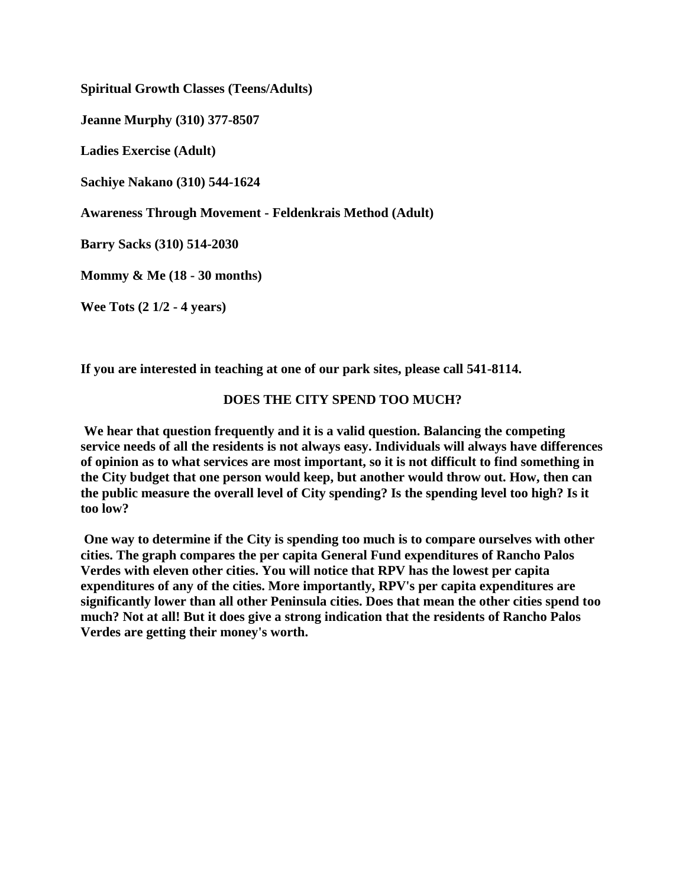**Spiritual Growth Classes (Teens/Adults)**

**Jeanne Murphy (310) 377-8507**

**Ladies Exercise (Adult)**

**Sachiye Nakano (310) 544-1624**

**Awareness Through Movement - Feldenkrais Method (Adult)**

**Barry Sacks (310) 514-2030**

**Mommy & Me (18 - 30 months)**

**Wee Tots (2 1/2 - 4 years)**

**If you are interested in teaching at one of our park sites, please call 541-8114.**

## DOES THE CITY SPEND TOO MUCH?

**We hear that question frequently and it is a valid question. Balancing the competing service needs of all the residents is not always easy. Individuals will always have differences of opinion as to what services are most important, so it is not difficult to find something in the City budget that one person would keep, but another would throw out. How, then can the public measure the overall level of City spending? Is the spending level too high? Is it too low?**

**One way to determine if the City is spending too much is to compare ourselves with other cities. The graph compares the per capita General Fund expenditures of Rancho Palos Verdes with eleven other cities. You will notice that RPV has the lowest per capita expenditures of any of the cities. More importantly, RPV's per capita expenditures are significantly lower than all other Peninsula cities. Does that mean the other cities spend too much? Not at all! But it does give a strong indication that the residents of Rancho Palos Verdes are getting their money's worth.**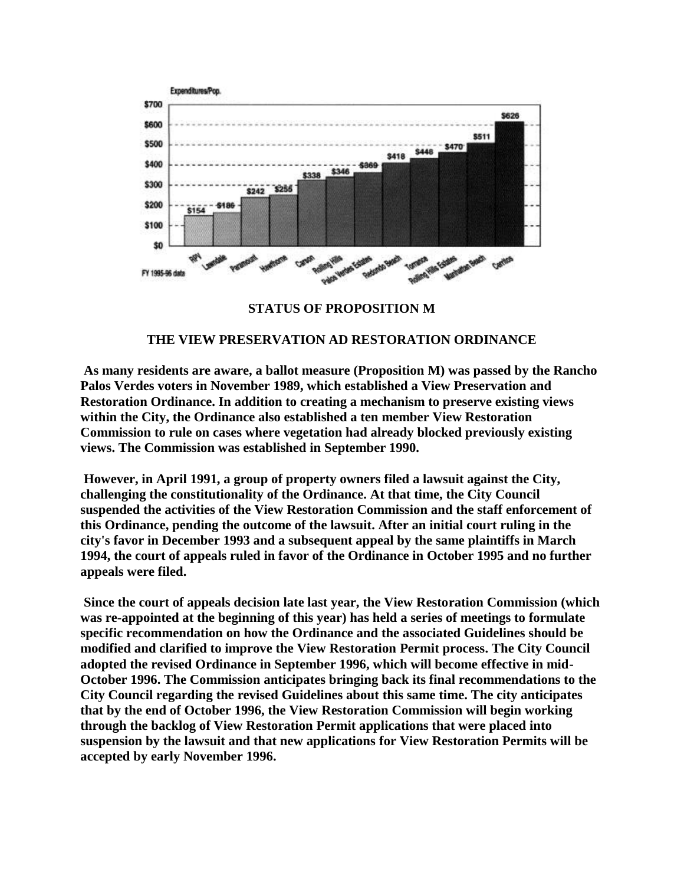Expenditures/Pop.

| City | Expenditures/Pop. |
|---|---|
| RPV | $154 |
| Lawndale | $186 |
| Paramount | $242 |
| Hawthorne | $255 |
| Carson | $338 |
| Rolling Hills | $346 |
| Palos Verdes Estates | $369 |
| Redondo Beach | $418 |
| Torrance | $448 |
| Rolling Hills Estates | $470 |
| Manhattan Beach | $511 |
| Cerritos | $626 |

FY 1995-96 data

## STATUS OF PROPOSITION M

## THE VIEW PRESERVATION AD RESTORATION ORDINANCE

**As many residents are aware, a ballot measure (Proposition M) was passed by the Rancho Palos Verdes voters in November 1989, which established a View Preservation and Restoration Ordinance. In addition to creating a mechanism to preserve existing views within the City, the Ordinance also established a ten member View Restoration Commission to rule on cases where vegetation had already blocked previously existing views. The Commission was established in September 1990.**

**However, in April 1991, a group of property owners filed a lawsuit against the City, challenging the constitutionality of the Ordinance. At that time, the City Council suspended the activities of the View Restoration Commission and the staff enforcement of this Ordinance, pending the outcome of the lawsuit. After an initial court ruling in the city's favor in December 1993 and a subsequent appeal by the same plaintiffs in March 1994, the court of appeals ruled in favor of the Ordinance in October 1995 and no further appeals were filed.**

**Since the court of appeals decision late last year, the View Restoration Commission (which was re-appointed at the beginning of this year) has held a series of meetings to formulate specific recommendation on how the Ordinance and the associated Guidelines should be modified and clarified to improve the View Restoration Permit process. The City Council adopted the revised Ordinance in September 1996, which will become effective in mid-October 1996. The Commission anticipates bringing back its final recommendations to the City Council regarding the revised Guidelines about this same time. The city anticipates that by the end of October 1996, the View Restoration Commission will begin working through the backlog of View Restoration Permit applications that were placed into suspension by the lawsuit and that new applications for View Restoration Permits will be accepted by early November 1996.**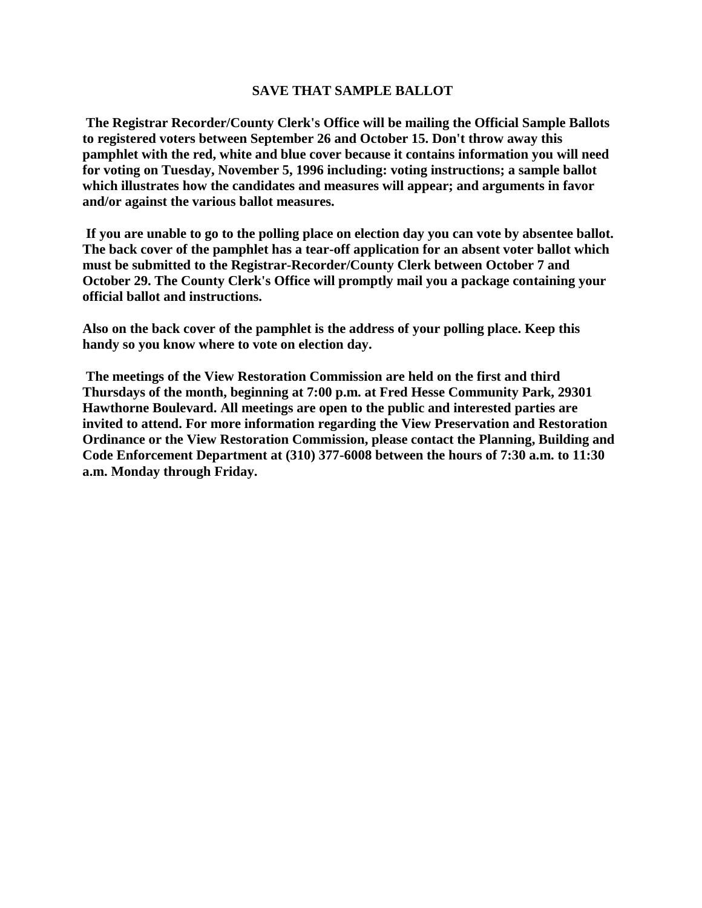## SAVE THAT SAMPLE BALLOT

**The Registrar Recorder/County Clerk's Office will be mailing the Official Sample Ballots to registered voters between September 26 and October 15. Don't throw away this pamphlet with the red, white and blue cover because it contains information you will need for voting on Tuesday, November 5, 1996 including: voting instructions; a sample ballot which illustrates how the candidates and measures will appear; and arguments in favor and/or against the various ballot measures.**

**If you are unable to go to the polling place on election day you can vote by absentee ballot. The back cover of the pamphlet has a tear-off application for an absent voter ballot which must be submitted to the Registrar-Recorder/County Clerk between October 7 and October 29. The County Clerk's Office will promptly mail you a package containing your official ballot and instructions.**

**Also on the back cover of the pamphlet is the address of your polling place. Keep this handy so you know where to vote on election day.**

**The meetings of the View Restoration Commission are held on the first and third Thursdays of the month, beginning at 7:00 p.m. at Fred Hesse Community Park, 29301 Hawthorne Boulevard. All meetings are open to the public and interested parties are invited to attend. For more information regarding the View Preservation and Restoration Ordinance or the View Restoration Commission, please contact the Planning, Building and Code Enforcement Department at (310) 377-6008 between the hours of 7:30 a.m. to 11:30 a.m. Monday through Friday.**